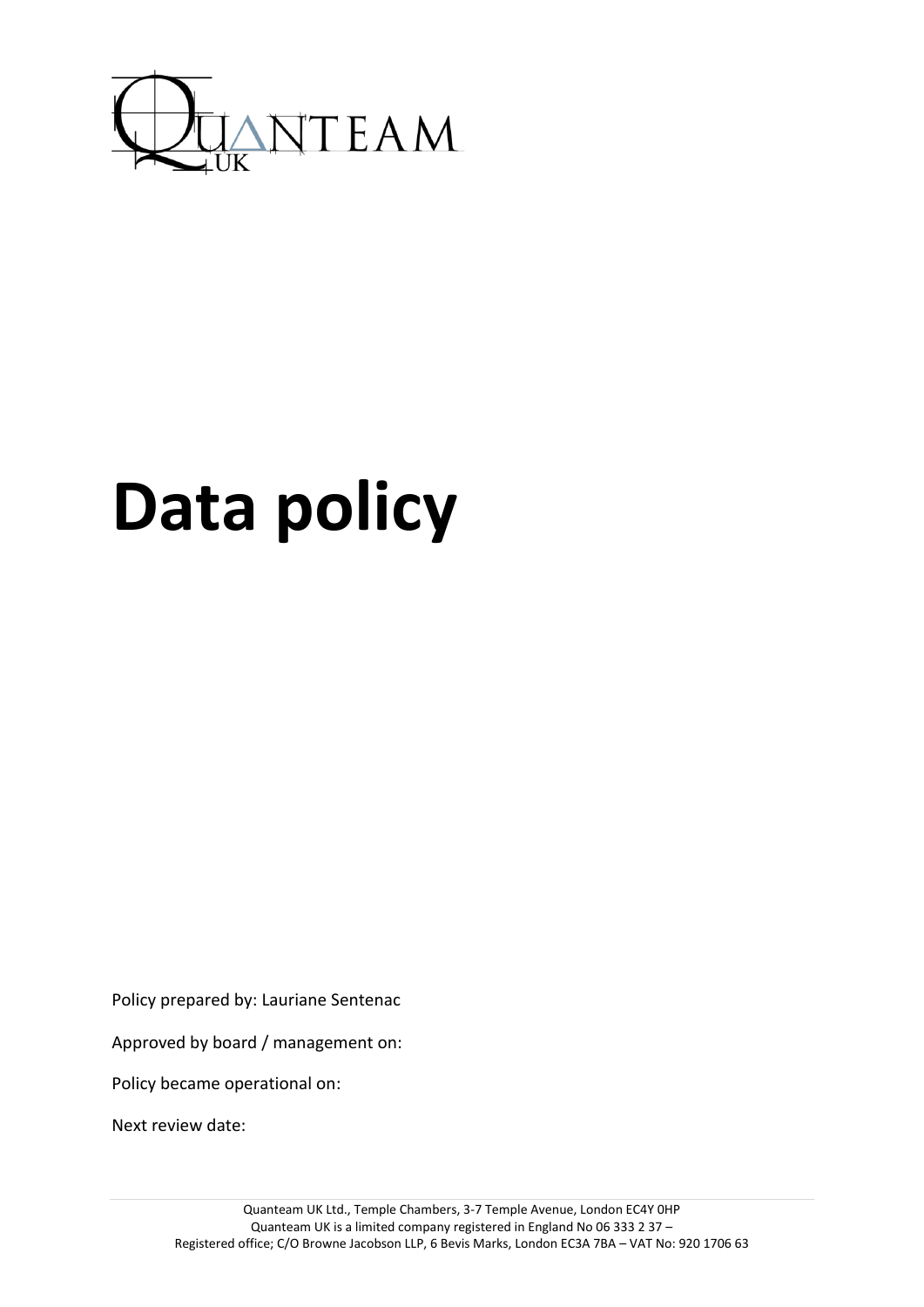QUANTEAM UK

# Data policy

Policy prepared by: Lauriane Sentenac

Approved by board / management on:

Policy became operational on:

Next review date:

Quanteam UK Ltd., Temple Chambers, 3-7 Temple Avenue, London EC4Y 0HP
Quanteam UK is a limited company registered in England No 06 333 2 37 –
Registered office; C/O Browne Jacobson LLP, 6 Bevis Marks, London EC3A 7BA – VAT No: 920 1706 63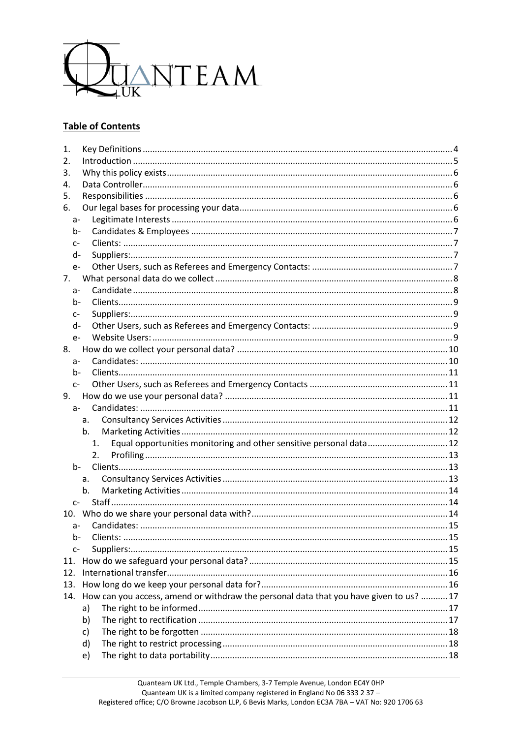## Table of Contents

1. Key Definitions ..... 4
2. Introduction ..... 5
3. Why this policy exists ..... 6
4. Data Controller ..... 6
5. Responsibilities ..... 6
6. Our legal bases for processing your data ..... 6
   - a- Legitimate Interests ..... 6
   - b- Candidates & Employees ..... 7
   - c- Clients: ..... 7
   - d- Suppliers: ..... 7
   - e- Other Users, such as Referees and Emergency Contacts: ..... 7
7. What personal data do we collect ..... 8
   - a- Candidate ..... 8
   - b- Clients ..... 9
   - c- Suppliers: ..... 9
   - d- Other Users, such as Referees and Emergency Contacts: ..... 9
   - e- Website Users: ..... 9
8. How do we collect your personal data? ..... 10
   - a- Candidates: ..... 10
   - b- Clients ..... 11
   - c- Other Users, such as Referees and Emergency Contacts ..... 11
9. How do we use your personal data? ..... 11
   - a- Candidates: ..... 11
     - a. Consultancy Services Activities ..... 12
     - b. Marketing Activities ..... 12
       1. Equal opportunities monitoring and other sensitive personal data ..... 12
       2. Profiling ..... 13
   - b- Clients ..... 13
     - a. Consultancy Services Activities ..... 13
     - b. Marketing Activities ..... 14
   - c- Staff ..... 14
10. Who do we share your personal data with? ..... 14
    - a- Candidates: ..... 15
    - b- Clients: ..... 15
    - c- Suppliers: ..... 15
11. How do we safeguard your personal data? ..... 15
12. International transfer ..... 16
13. How long do we keep your personal data for? ..... 16
14. How can you access, amend or withdraw the personal data that you have given to us? ..... 17
    - a) The right to be informed ..... 17
    - b) The right to rectification ..... 17
    - c) The right to be forgotten ..... 18
    - d) The right to restrict processing ..... 18
    - e) The right to data portability ..... 18

Quanteam UK Ltd., Temple Chambers, 3-7 Temple Avenue, London EC4Y 0HP
Quanteam UK is a limited company registered in England No 06 333 2 37 –
Registered office; C/O Browne Jacobson LLP, 6 Bevis Marks, London EC3A 7BA – VAT No: 920 1706 63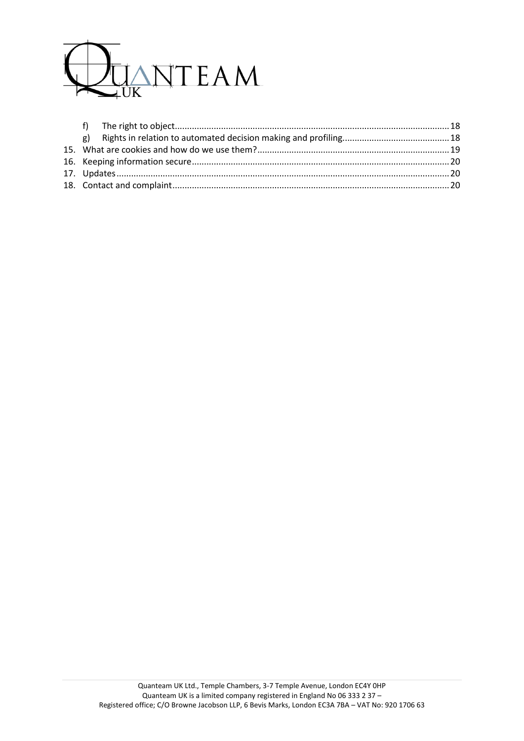f) The right to object ........ 18

g) Rights in relation to automated decision making and profiling ........ 18

15. What are cookies and how do we use them? ........ 19
16. Keeping information secure ........ 20
17. Updates ........ 20
18. Contact and complaint ........ 20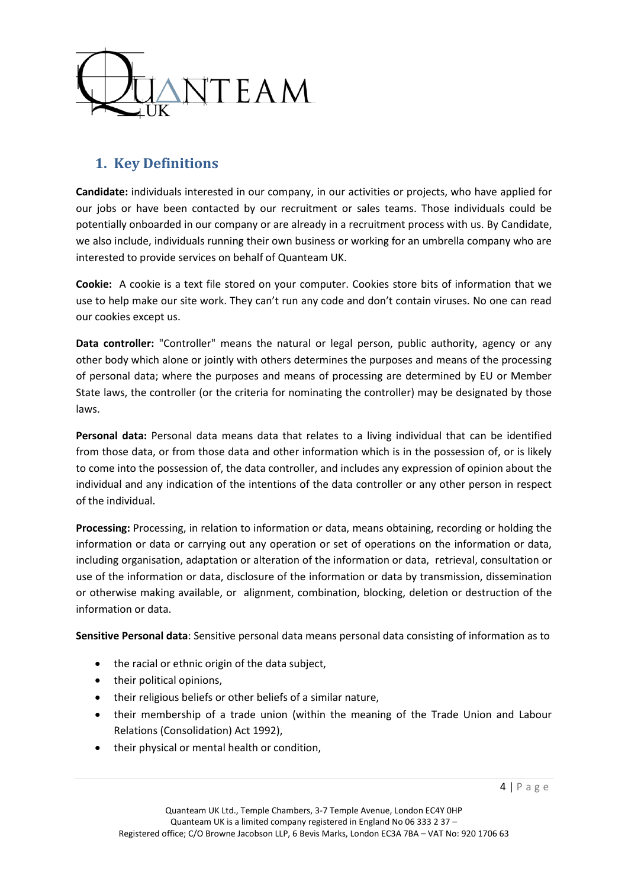## 1. Key Definitions

**Candidate:** individuals interested in our company, in our activities or projects, who have applied for our jobs or have been contacted by our recruitment or sales teams. Those individuals could be potentially onboarded in our company or are already in a recruitment process with us. By Candidate, we also include, individuals running their own business or working for an umbrella company who are interested to provide services on behalf of Quanteam UK.

**Cookie:** A cookie is a text file stored on your computer. Cookies store bits of information that we use to help make our site work. They can't run any code and don't contain viruses. No one can read our cookies except us.

**Data controller:** "Controller" means the natural or legal person, public authority, agency or any other body which alone or jointly with others determines the purposes and means of the processing of personal data; where the purposes and means of processing are determined by EU or Member State laws, the controller (or the criteria for nominating the controller) may be designated by those laws.

**Personal data:** Personal data means data that relates to a living individual that can be identified from those data, or from those data and other information which is in the possession of, or is likely to come into the possession of, the data controller, and includes any expression of opinion about the individual and any indication of the intentions of the data controller or any other person in respect of the individual.

**Processing:** Processing, in relation to information or data, means obtaining, recording or holding the information or data or carrying out any operation or set of operations on the information or data, including organisation, adaptation or alteration of the information or data, retrieval, consultation or use of the information or data, disclosure of the information or data by transmission, dissemination or otherwise making available, or alignment, combination, blocking, deletion or destruction of the information or data.

**Sensitive Personal data**: Sensitive personal data means personal data consisting of information as to

- the racial or ethnic origin of the data subject,
- their political opinions,
- their religious beliefs or other beliefs of a similar nature,
- their membership of a trade union (within the meaning of the Trade Union and Labour Relations (Consolidation) Act 1992),
- their physical or mental health or condition,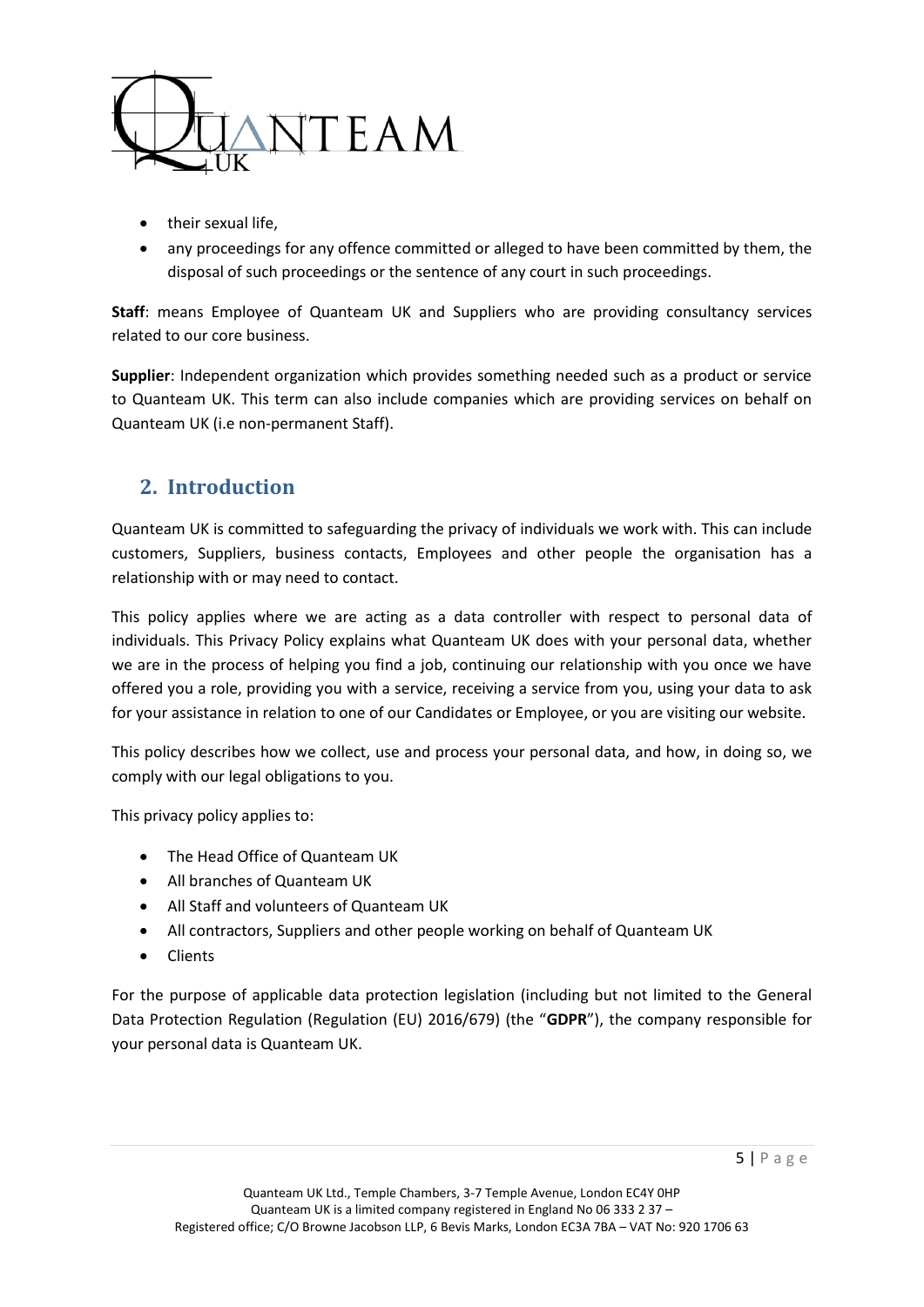- their sexual life,
- any proceedings for any offence committed or alleged to have been committed by them, the disposal of such proceedings or the sentence of any court in such proceedings.

**Staff**: means Employee of Quanteam UK and Suppliers who are providing consultancy services related to our core business.

**Supplier**: Independent organization which provides something needed such as a product or service to Quanteam UK. This term can also include companies which are providing services on behalf on Quanteam UK (i.e non-permanent Staff).

## 2. Introduction

Quanteam UK is committed to safeguarding the privacy of individuals we work with. This can include customers, Suppliers, business contacts, Employees and other people the organisation has a relationship with or may need to contact.

This policy applies where we are acting as a data controller with respect to personal data of individuals. This Privacy Policy explains what Quanteam UK does with your personal data, whether we are in the process of helping you find a job, continuing our relationship with you once we have offered you a role, providing you with a service, receiving a service from you, using your data to ask for your assistance in relation to one of our Candidates or Employee, or you are visiting our website.

This policy describes how we collect, use and process your personal data, and how, in doing so, we comply with our legal obligations to you.

This privacy policy applies to:

- The Head Office of Quanteam UK
- All branches of Quanteam UK
- All Staff and volunteers of Quanteam UK
- All contractors, Suppliers and other people working on behalf of Quanteam UK
- Clients

For the purpose of applicable data protection legislation (including but not limited to the General Data Protection Regulation (Regulation (EU) 2016/679) (the "**GDPR**"), the company responsible for your personal data is Quanteam UK.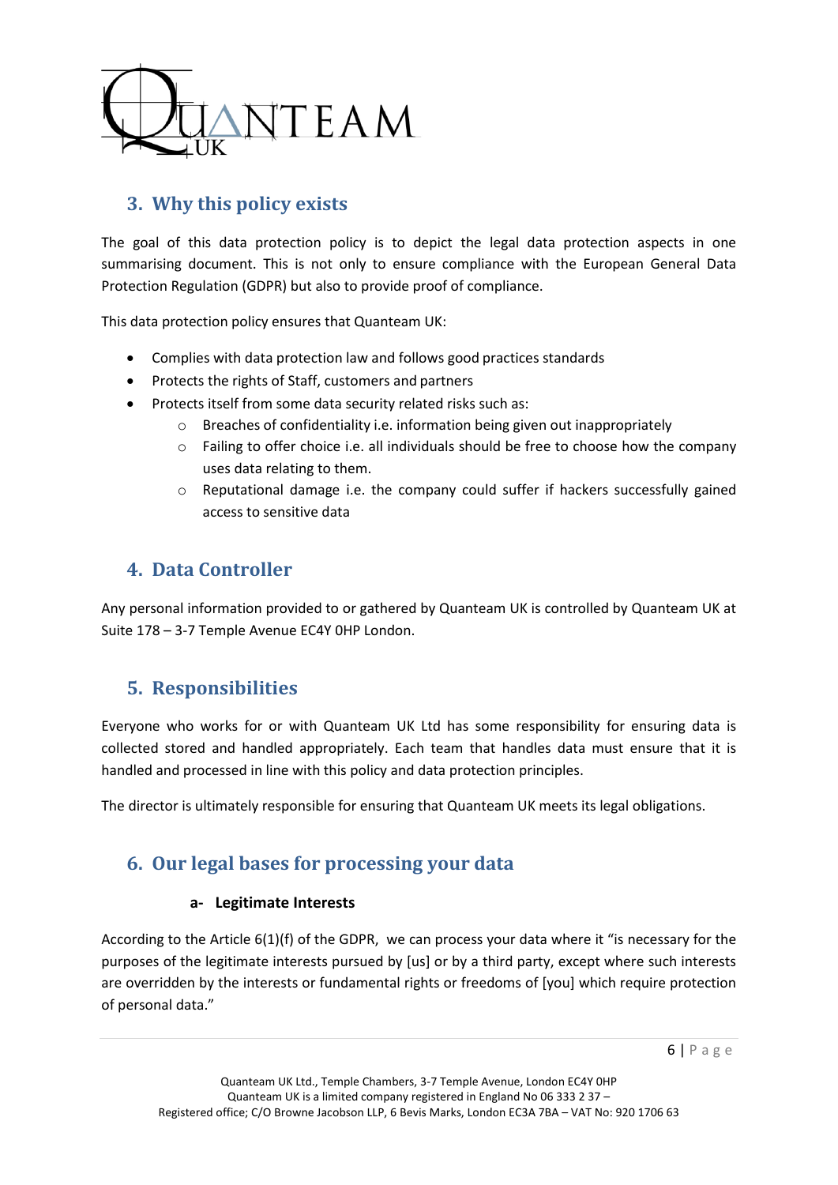## 3. Why this policy exists

The goal of this data protection policy is to depict the legal data protection aspects in one summarising document. This is not only to ensure compliance with the European General Data Protection Regulation (GDPR) but also to provide proof of compliance.

This data protection policy ensures that Quanteam UK:

- Complies with data protection law and follows good practices standards
- Protects the rights of Staff, customers and partners
- Protects itself from some data security related risks such as:
  - Breaches of confidentiality i.e. information being given out inappropriately
  - Failing to offer choice i.e. all individuals should be free to choose how the company uses data relating to them.
  - Reputational damage i.e. the company could suffer if hackers successfully gained access to sensitive data

## 4. Data Controller

Any personal information provided to or gathered by Quanteam UK is controlled by Quanteam UK at Suite 178 – 3-7 Temple Avenue EC4Y 0HP London.

## 5. Responsibilities

Everyone who works for or with Quanteam UK Ltd has some responsibility for ensuring data is collected stored and handled appropriately. Each team that handles data must ensure that it is handled and processed in line with this policy and data protection principles.

The director is ultimately responsible for ensuring that Quanteam UK meets its legal obligations.

## 6. Our legal bases for processing your data

### a- Legitimate Interests

According to the Article 6(1)(f) of the GDPR, we can process your data where it "is necessary for the purposes of the legitimate interests pursued by [us] or by a third party, except where such interests are overridden by the interests or fundamental rights or freedoms of [you] which require protection of personal data."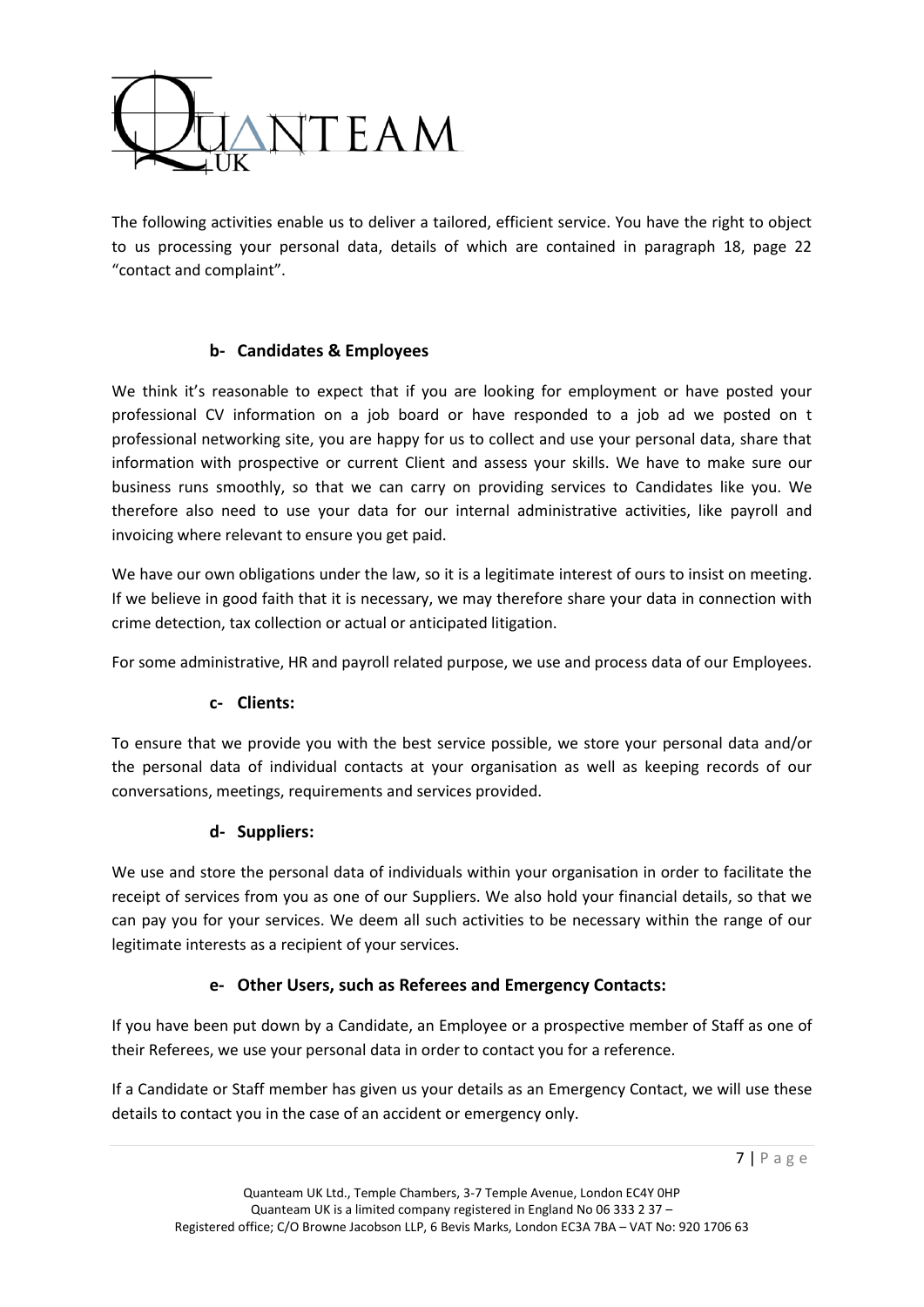The following activities enable us to deliver a tailored, efficient service. You have the right to object to us processing your personal data, details of which are contained in paragraph 18, page 22 "contact and complaint".

### b- Candidates & Employees

We think it's reasonable to expect that if you are looking for employment or have posted your professional CV information on a job board or have responded to a job ad we posted on t professional networking site, you are happy for us to collect and use your personal data, share that information with prospective or current Client and assess your skills. We have to make sure our business runs smoothly, so that we can carry on providing services to Candidates like you. We therefore also need to use your data for our internal administrative activities, like payroll and invoicing where relevant to ensure you get paid.

We have our own obligations under the law, so it is a legitimate interest of ours to insist on meeting. If we believe in good faith that it is necessary, we may therefore share your data in connection with crime detection, tax collection or actual or anticipated litigation.

For some administrative, HR and payroll related purpose, we use and process data of our Employees.

### c- Clients:

To ensure that we provide you with the best service possible, we store your personal data and/or the personal data of individual contacts at your organisation as well as keeping records of our conversations, meetings, requirements and services provided.

### d- Suppliers:

We use and store the personal data of individuals within your organisation in order to facilitate the receipt of services from you as one of our Suppliers. We also hold your financial details, so that we can pay you for your services. We deem all such activities to be necessary within the range of our legitimate interests as a recipient of your services.

### e- Other Users, such as Referees and Emergency Contacts:

If you have been put down by a Candidate, an Employee or a prospective member of Staff as one of their Referees, we use your personal data in order to contact you for a reference.

If a Candidate or Staff member has given us your details as an Emergency Contact, we will use these details to contact you in the case of an accident or emergency only.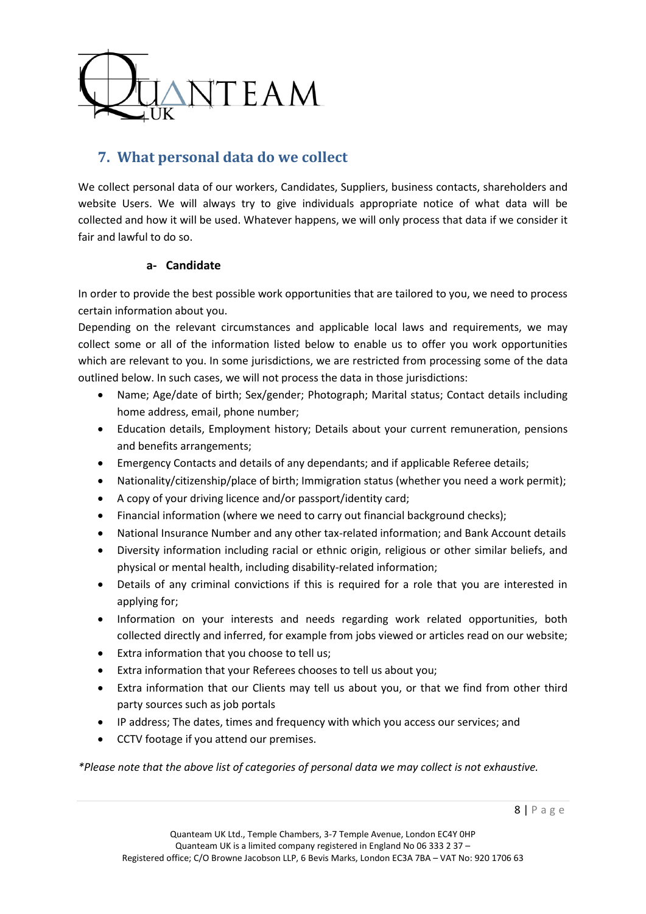## 7. What personal data do we collect

We collect personal data of our workers, Candidates, Suppliers, business contacts, shareholders and website Users. We will always try to give individuals appropriate notice of what data will be collected and how it will be used. Whatever happens, we will only process that data if we consider it fair and lawful to do so.

### a- Candidate

In order to provide the best possible work opportunities that are tailored to you, we need to process certain information about you.

Depending on the relevant circumstances and applicable local laws and requirements, we may collect some or all of the information listed below to enable us to offer you work opportunities which are relevant to you. In some jurisdictions, we are restricted from processing some of the data outlined below. In such cases, we will not process the data in those jurisdictions:

- Name; Age/date of birth; Sex/gender; Photograph; Marital status; Contact details including home address, email, phone number;
- Education details, Employment history; Details about your current remuneration, pensions and benefits arrangements;
- Emergency Contacts and details of any dependants; and if applicable Referee details;
- Nationality/citizenship/place of birth; Immigration status (whether you need a work permit);
- A copy of your driving licence and/or passport/identity card;
- Financial information (where we need to carry out financial background checks);
- National Insurance Number and any other tax-related information; and Bank Account details
- Diversity information including racial or ethnic origin, religious or other similar beliefs, and physical or mental health, including disability-related information;
- Details of any criminal convictions if this is required for a role that you are interested in applying for;
- Information on your interests and needs regarding work related opportunities, both collected directly and inferred, for example from jobs viewed or articles read on our website;
- Extra information that you choose to tell us;
- Extra information that your Referees chooses to tell us about you;
- Extra information that our Clients may tell us about you, or that we find from other third party sources such as job portals
- IP address; The dates, times and frequency with which you access our services; and
- CCTV footage if you attend our premises.

*\*Please note that the above list of categories of personal data we may collect is not exhaustive.*

Quanteam UK Ltd., Temple Chambers, 3-7 Temple Avenue, London EC4Y 0HP
Quanteam UK is a limited company registered in England No 06 333 2 37 –
Registered office; C/O Browne Jacobson LLP, 6 Bevis Marks, London EC3A 7BA – VAT No: 920 1706 63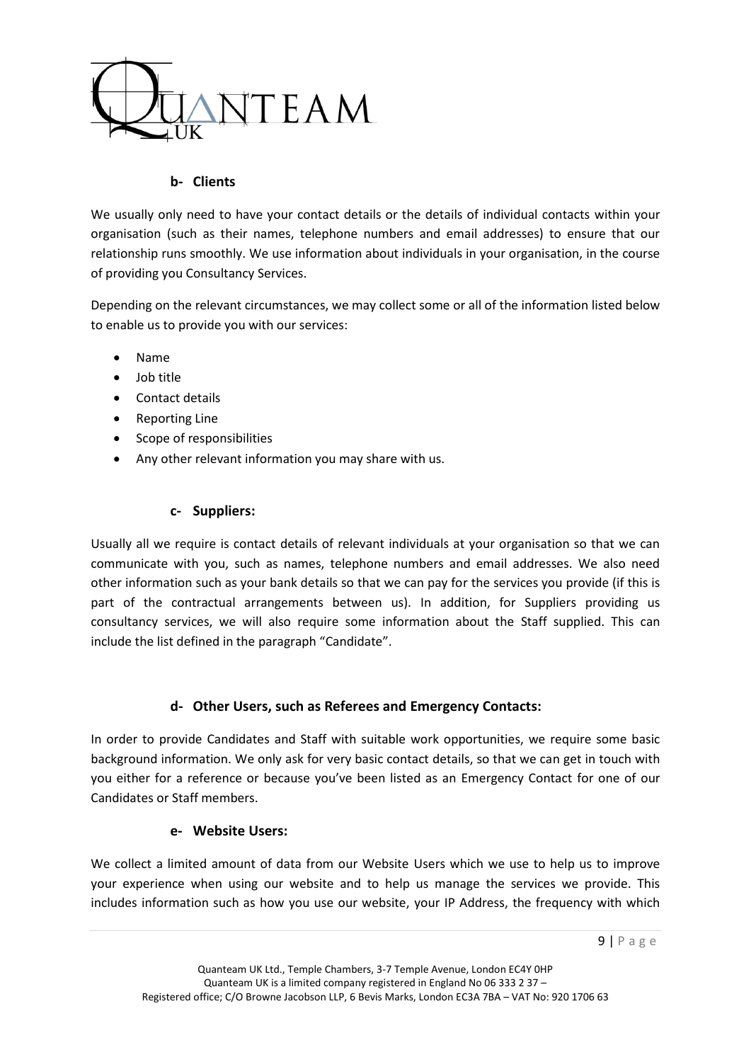#### b- Clients

We usually only need to have your contact details or the details of individual contacts within your organisation (such as their names, telephone numbers and email addresses) to ensure that our relationship runs smoothly. We use information about individuals in your organisation, in the course of providing you Consultancy Services.

Depending on the relevant circumstances, we may collect some or all of the information listed below to enable us to provide you with our services:

- Name
- Job title
- Contact details
- Reporting Line
- Scope of responsibilities
- Any other relevant information you may share with us.

#### c- Suppliers:

Usually all we require is contact details of relevant individuals at your organisation so that we can communicate with you, such as names, telephone numbers and email addresses. We also need other information such as your bank details so that we can pay for the services you provide (if this is part of the contractual arrangements between us). In addition, for Suppliers providing us consultancy services, we will also require some information about the Staff supplied. This can include the list defined in the paragraph "Candidate".

#### d- Other Users, such as Referees and Emergency Contacts:

In order to provide Candidates and Staff with suitable work opportunities, we require some basic background information. We only ask for very basic contact details, so that we can get in touch with you either for a reference or because you've been listed as an Emergency Contact for one of our Candidates or Staff members.

#### e- Website Users:

We collect a limited amount of data from our Website Users which we use to help us to improve your experience when using our website and to help us manage the services we provide. This includes information such as how you use our website, your IP Address, the frequency with which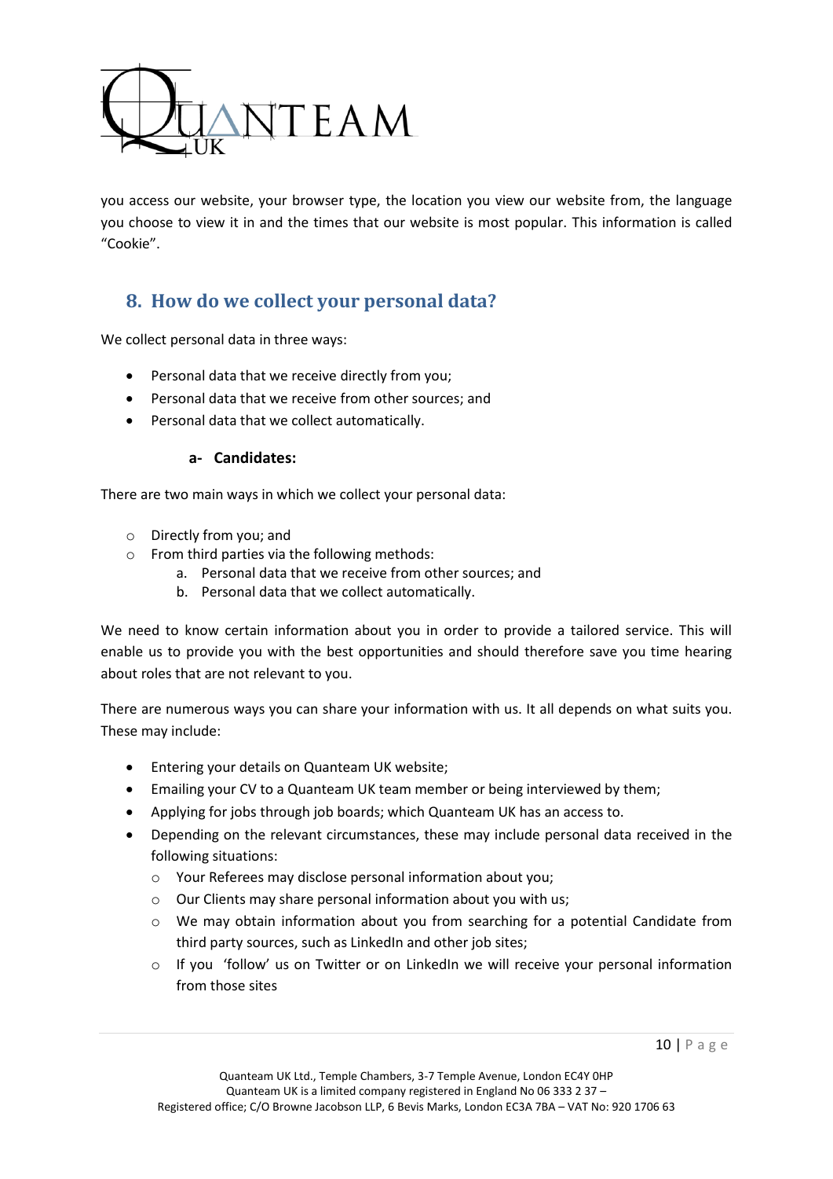you access our website, your browser type, the location you view our website from, the language you choose to view it in and the times that our website is most popular. This information is called "Cookie".

## 8. How do we collect your personal data?

We collect personal data in three ways:

- Personal data that we receive directly from you;
- Personal data that we receive from other sources; and
- Personal data that we collect automatically.

#### a- Candidates:

There are two main ways in which we collect your personal data:

- Directly from you; and
- From third parties via the following methods:
  a. Personal data that we receive from other sources; and
  b. Personal data that we collect automatically.

We need to know certain information about you in order to provide a tailored service. This will enable us to provide you with the best opportunities and should therefore save you time hearing about roles that are not relevant to you.

There are numerous ways you can share your information with us. It all depends on what suits you. These may include:

- Entering your details on Quanteam UK website;
- Emailing your CV to a Quanteam UK team member or being interviewed by them;
- Applying for jobs through job boards; which Quanteam UK has an access to.
- Depending on the relevant circumstances, these may include personal data received in the following situations:
  - Your Referees may disclose personal information about you;
  - Our Clients may share personal information about you with us;
  - We may obtain information about you from searching for a potential Candidate from third party sources, such as LinkedIn and other job sites;
  - If you 'follow' us on Twitter or on LinkedIn we will receive your personal information from those sites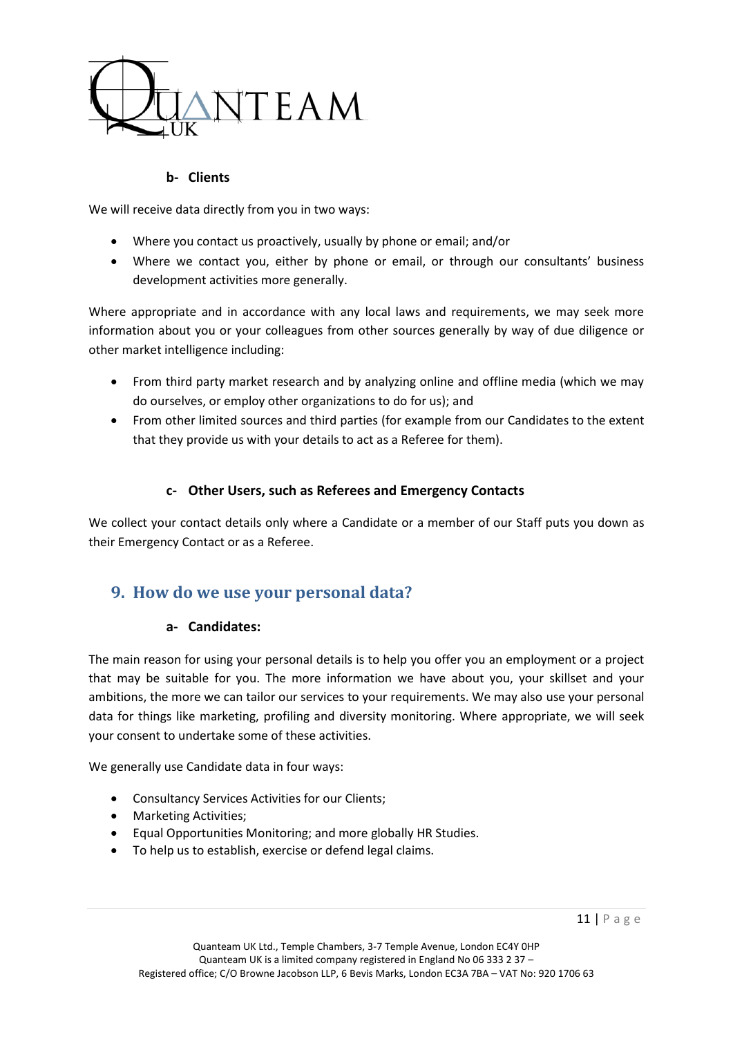#### b- Clients

We will receive data directly from you in two ways:

- Where you contact us proactively, usually by phone or email; and/or
- Where we contact you, either by phone or email, or through our consultants' business development activities more generally.

Where appropriate and in accordance with any local laws and requirements, we may seek more information about you or your colleagues from other sources generally by way of due diligence or other market intelligence including:

- From third party market research and by analyzing online and offline media (which we may do ourselves, or employ other organizations to do for us); and
- From other limited sources and third parties (for example from our Candidates to the extent that they provide us with your details to act as a Referee for them).

#### c- Other Users, such as Referees and Emergency Contacts

We collect your contact details only where a Candidate or a member of our Staff puts you down as their Emergency Contact or as a Referee.

## 9. How do we use your personal data?

#### a- Candidates:

The main reason for using your personal details is to help you offer you an employment or a project that may be suitable for you. The more information we have about you, your skillset and your ambitions, the more we can tailor our services to your requirements. We may also use your personal data for things like marketing, profiling and diversity monitoring. Where appropriate, we will seek your consent to undertake some of these activities.

We generally use Candidate data in four ways:

- Consultancy Services Activities for our Clients;
- Marketing Activities;
- Equal Opportunities Monitoring; and more globally HR Studies.
- To help us to establish, exercise or defend legal claims.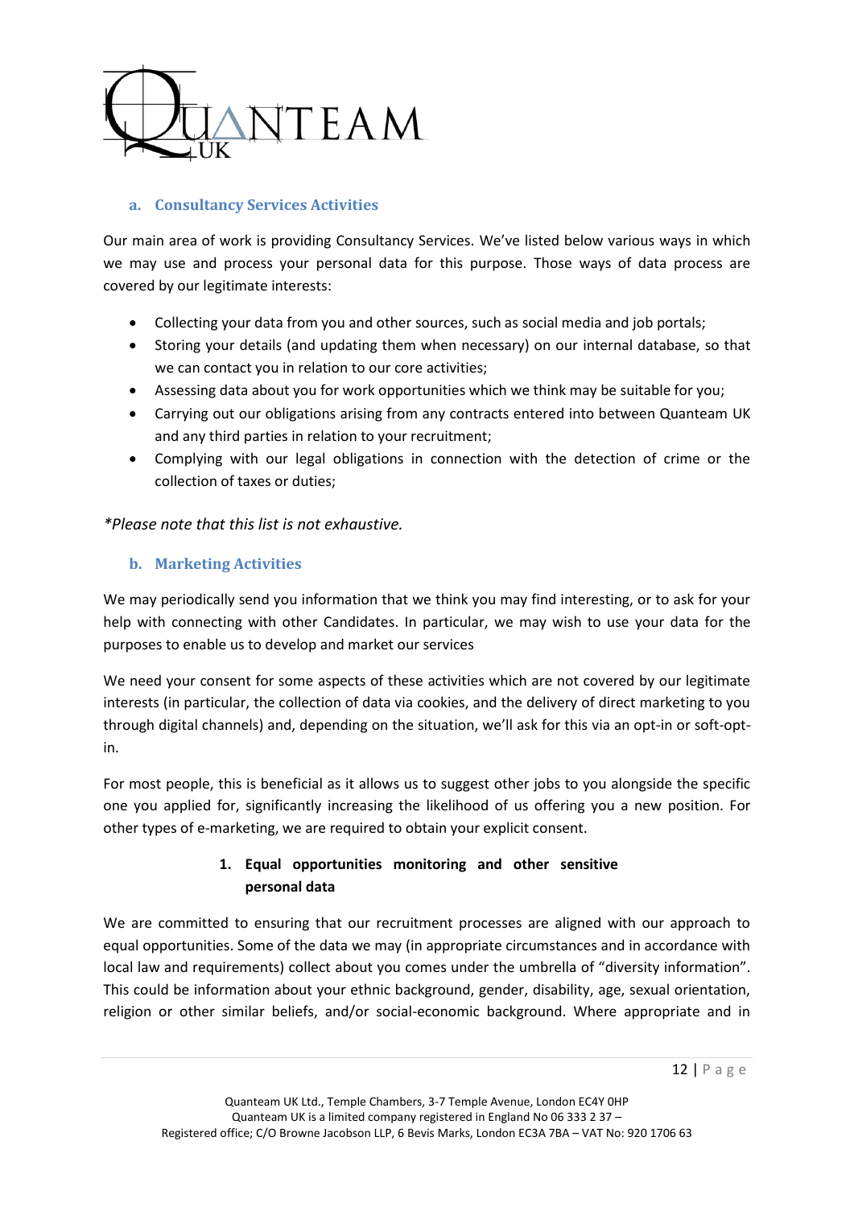### a. Consultancy Services Activities

Our main area of work is providing Consultancy Services. We've listed below various ways in which we may use and process your personal data for this purpose. Those ways of data process are covered by our legitimate interests:

- Collecting your data from you and other sources, such as social media and job portals;
- Storing your details (and updating them when necessary) on our internal database, so that we can contact you in relation to our core activities;
- Assessing data about you for work opportunities which we think may be suitable for you;
- Carrying out our obligations arising from any contracts entered into between Quanteam UK and any third parties in relation to your recruitment;
- Complying with our legal obligations in connection with the detection of crime or the collection of taxes or duties;

*\*Please note that this list is not exhaustive.*

### b. Marketing Activities

We may periodically send you information that we think you may find interesting, or to ask for your help with connecting with other Candidates. In particular, we may wish to use your data for the purposes to enable us to develop and market our services

We need your consent for some aspects of these activities which are not covered by our legitimate interests (in particular, the collection of data via cookies, and the delivery of direct marketing to you through digital channels) and, depending on the situation, we'll ask for this via an opt-in or soft-opt-in.

For most people, this is beneficial as it allows us to suggest other jobs to you alongside the specific one you applied for, significantly increasing the likelihood of us offering you a new position. For other types of e-marketing, we are required to obtain your explicit consent.

## 1. Equal opportunities monitoring and other sensitive personal data

We are committed to ensuring that our recruitment processes are aligned with our approach to equal opportunities. Some of the data we may (in appropriate circumstances and in accordance with local law and requirements) collect about you comes under the umbrella of "diversity information". This could be information about your ethnic background, gender, disability, age, sexual orientation, religion or other similar beliefs, and/or social-economic background. Where appropriate and in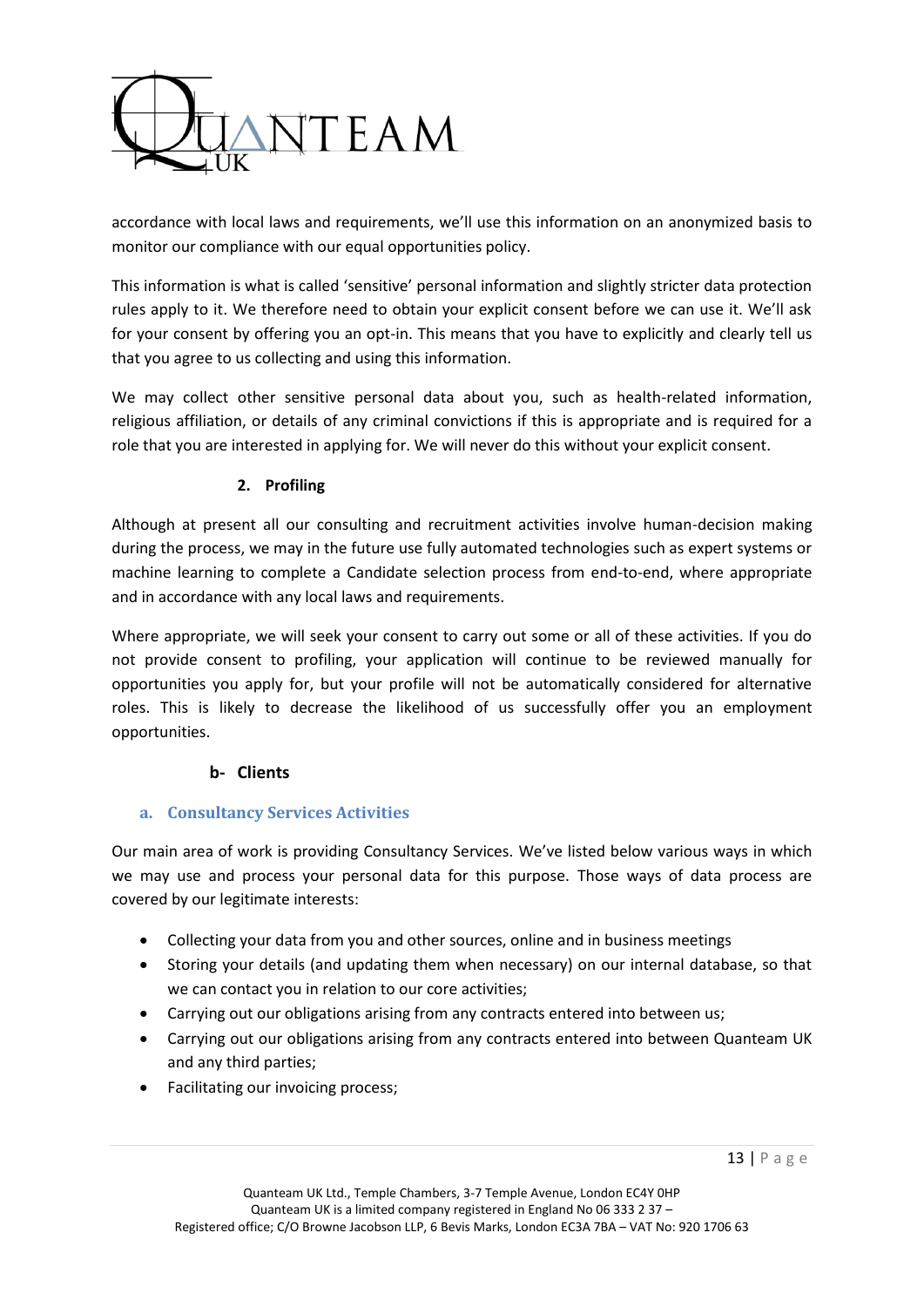accordance with local laws and requirements, we'll use this information on an anonymized basis to monitor our compliance with our equal opportunities policy.

This information is what is called 'sensitive' personal information and slightly stricter data protection rules apply to it. We therefore need to obtain your explicit consent before we can use it. We'll ask for your consent by offering you an opt-in. This means that you have to explicitly and clearly tell us that you agree to us collecting and using this information.

We may collect other sensitive personal data about you, such as health-related information, religious affiliation, or details of any criminal convictions if this is appropriate and is required for a role that you are interested in applying for. We will never do this without your explicit consent.

**2. Profiling**

Although at present all our consulting and recruitment activities involve human-decision making during the process, we may in the future use fully automated technologies such as expert systems or machine learning to complete a Candidate selection process from end-to-end, where appropriate and in accordance with any local laws and requirements.

Where appropriate, we will seek your consent to carry out some or all of these activities. If you do not provide consent to profiling, your application will continue to be reviewed manually for opportunities you apply for, but your profile will not be automatically considered for alternative roles. This is likely to decrease the likelihood of us successfully offer you an employment opportunities.

**b- Clients**

### a. Consultancy Services Activities

Our main area of work is providing Consultancy Services. We've listed below various ways in which we may use and process your personal data for this purpose. Those ways of data process are covered by our legitimate interests:

- Collecting your data from you and other sources, online and in business meetings
- Storing your details (and updating them when necessary) on our internal database, so that we can contact you in relation to our core activities;
- Carrying out our obligations arising from any contracts entered into between us;
- Carrying out our obligations arising from any contracts entered into between Quanteam UK and any third parties;
- Facilitating our invoicing process;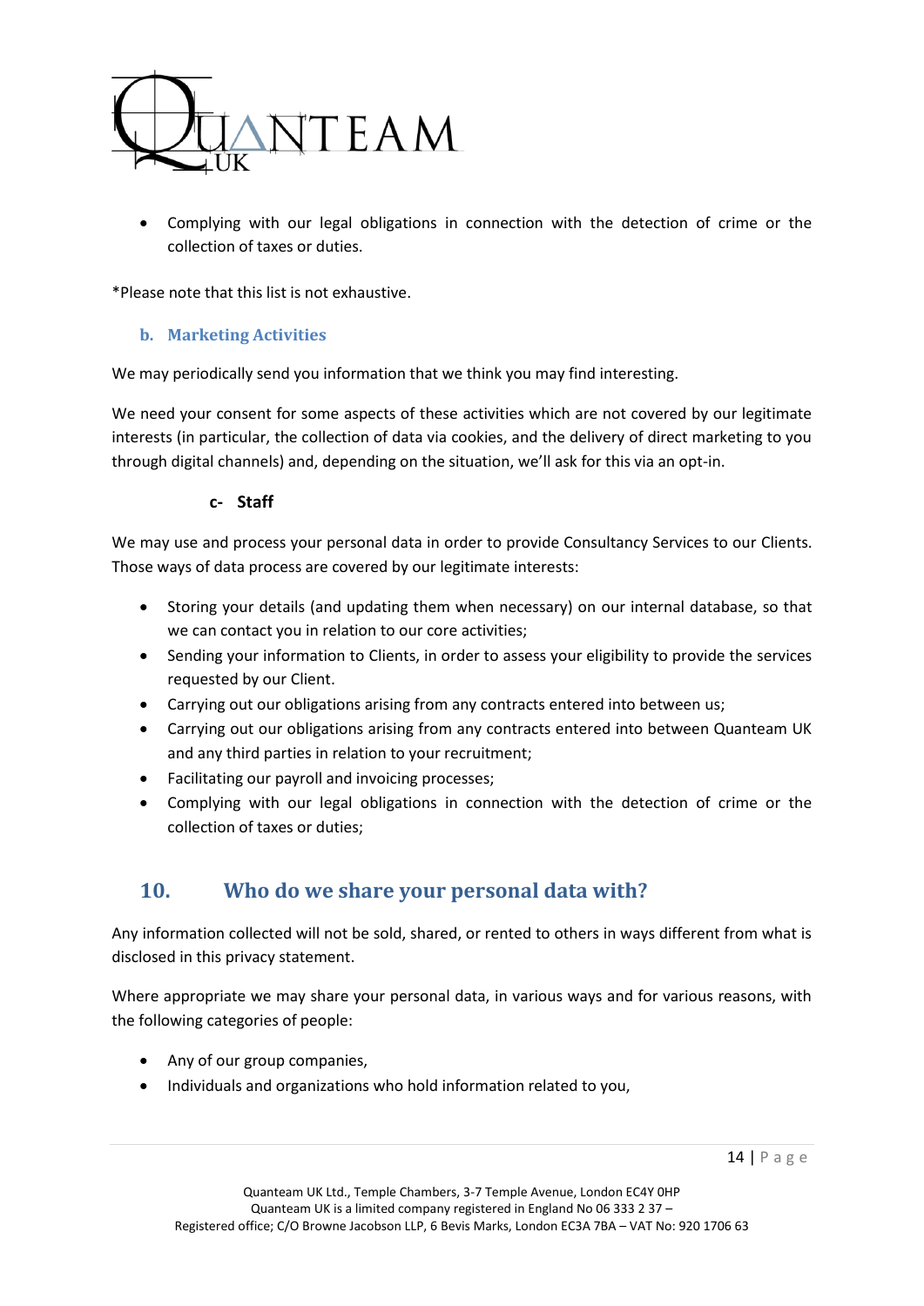- Complying with our legal obligations in connection with the detection of crime or the collection of taxes or duties.

*Please note that this list is not exhaustive.

### b. Marketing Activities

We may periodically send you information that we think you may find interesting.

We need your consent for some aspects of these activities which are not covered by our legitimate interests (in particular, the collection of data via cookies, and the delivery of direct marketing to you through digital channels) and, depending on the situation, we'll ask for this via an opt-in.

### c- Staff

We may use and process your personal data in order to provide Consultancy Services to our Clients. Those ways of data process are covered by our legitimate interests:

- Storing your details (and updating them when necessary) on our internal database, so that we can contact you in relation to our core activities;
- Sending your information to Clients, in order to assess your eligibility to provide the services requested by our Client.
- Carrying out our obligations arising from any contracts entered into between us;
- Carrying out our obligations arising from any contracts entered into between Quanteam UK and any third parties in relation to your recruitment;
- Facilitating our payroll and invoicing processes;
- Complying with our legal obligations in connection with the detection of crime or the collection of taxes or duties;

## 10. Who do we share your personal data with?

Any information collected will not be sold, shared, or rented to others in ways different from what is disclosed in this privacy statement.

Where appropriate we may share your personal data, in various ways and for various reasons, with the following categories of people:

- Any of our group companies,
- Individuals and organizations who hold information related to you,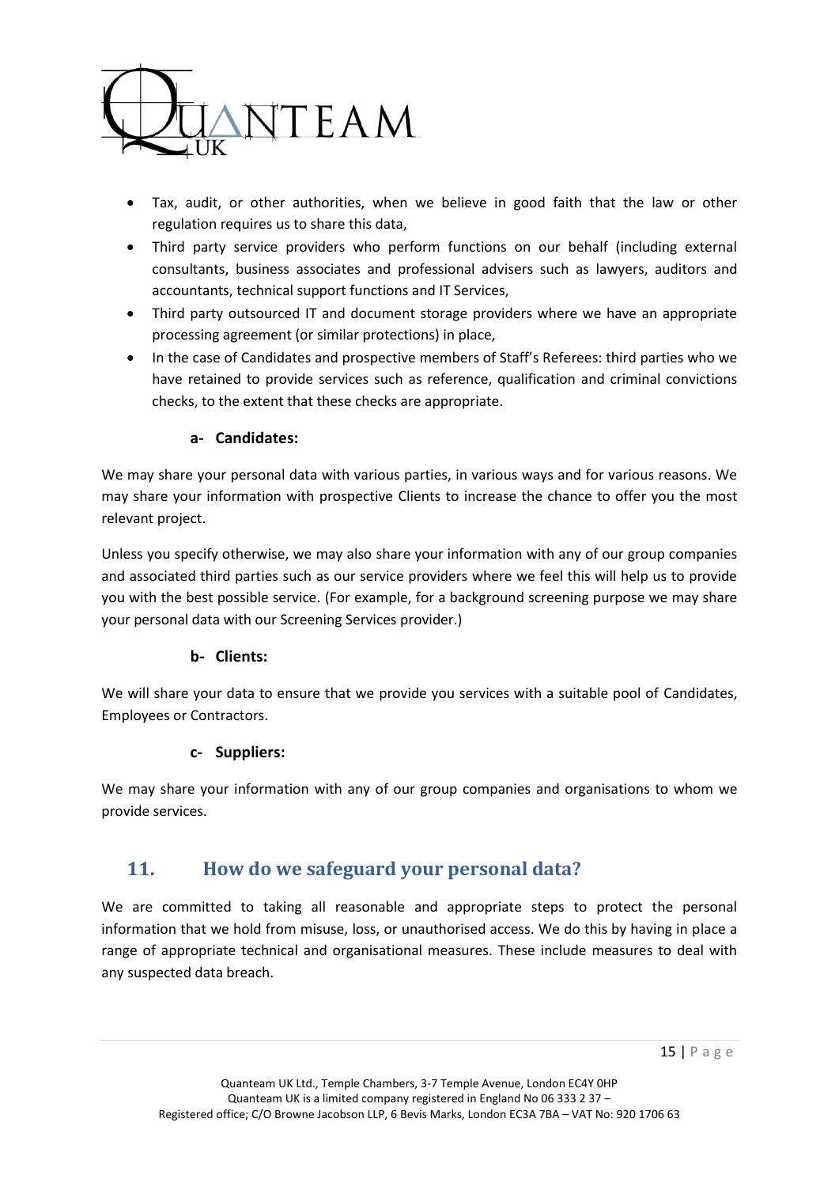- Tax, audit, or other authorities, when we believe in good faith that the law or other regulation requires us to share this data,
- Third party service providers who perform functions on our behalf (including external consultants, business associates and professional advisers such as lawyers, auditors and accountants, technical support functions and IT Services,
- Third party outsourced IT and document storage providers where we have an appropriate processing agreement (or similar protections) in place,
- In the case of Candidates and prospective members of Staff's Referees: third parties who we have retained to provide services such as reference, qualification and criminal convictions checks, to the extent that these checks are appropriate.

**a- Candidates:**

We may share your personal data with various parties, in various ways and for various reasons. We may share your information with prospective Clients to increase the chance to offer you the most relevant project.

Unless you specify otherwise, we may also share your information with any of our group companies and associated third parties such as our service providers where we feel this will help us to provide you with the best possible service. (For example, for a background screening purpose we may share your personal data with our Screening Services provider.)

**b- Clients:**

We will share your data to ensure that we provide you services with a suitable pool of Candidates, Employees or Contractors.

**c- Suppliers:**

We may share your information with any of our group companies and organisations to whom we provide services.

## 11. How do we safeguard your personal data?

We are committed to taking all reasonable and appropriate steps to protect the personal information that we hold from misuse, loss, or unauthorised access. We do this by having in place a range of appropriate technical and organisational measures. These include measures to deal with any suspected data breach.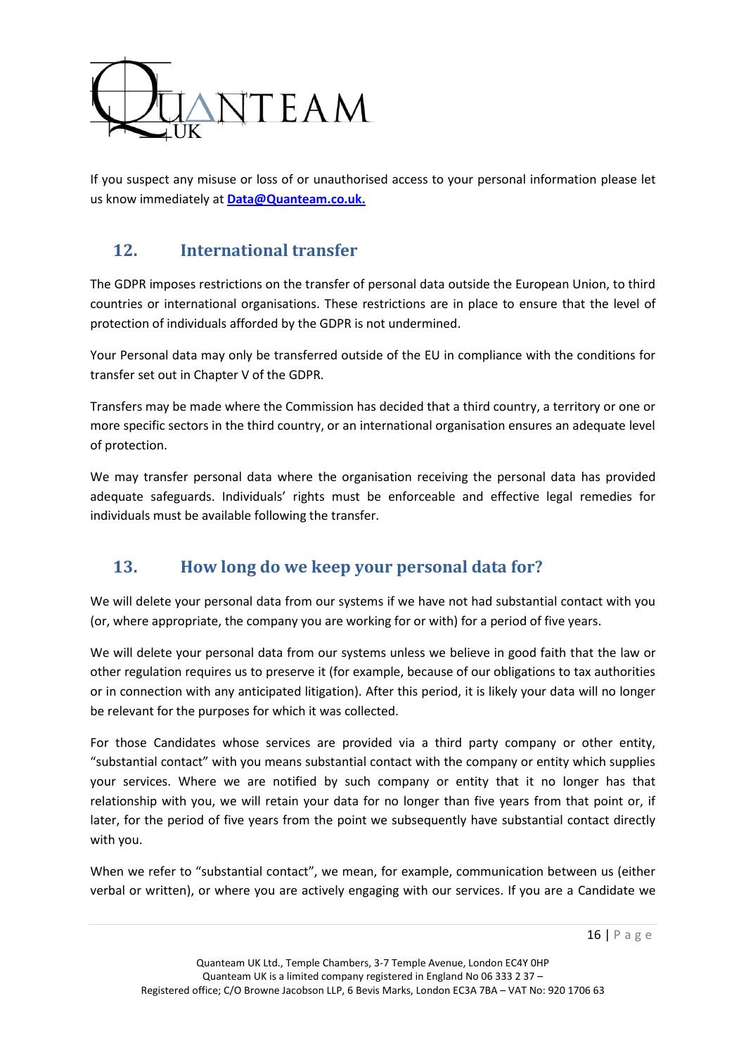If you suspect any misuse or loss of or unauthorised access to your personal information please let us know immediately at **Data@Quanteam.co.uk.**

## 12. International transfer

The GDPR imposes restrictions on the transfer of personal data outside the European Union, to third countries or international organisations. These restrictions are in place to ensure that the level of protection of individuals afforded by the GDPR is not undermined.

Your Personal data may only be transferred outside of the EU in compliance with the conditions for transfer set out in Chapter V of the GDPR.

Transfers may be made where the Commission has decided that a third country, a territory or one or more specific sectors in the third country, or an international organisation ensures an adequate level of protection.

We may transfer personal data where the organisation receiving the personal data has provided adequate safeguards. Individuals' rights must be enforceable and effective legal remedies for individuals must be available following the transfer.

## 13. How long do we keep your personal data for?

We will delete your personal data from our systems if we have not had substantial contact with you (or, where appropriate, the company you are working for or with) for a period of five years.

We will delete your personal data from our systems unless we believe in good faith that the law or other regulation requires us to preserve it (for example, because of our obligations to tax authorities or in connection with any anticipated litigation). After this period, it is likely your data will no longer be relevant for the purposes for which it was collected.

For those Candidates whose services are provided via a third party company or other entity, "substantial contact" with you means substantial contact with the company or entity which supplies your services. Where we are notified by such company or entity that it no longer has that relationship with you, we will retain your data for no longer than five years from that point or, if later, for the period of five years from the point we subsequently have substantial contact directly with you.

When we refer to "substantial contact", we mean, for example, communication between us (either verbal or written), or where you are actively engaging with our services. If you are a Candidate we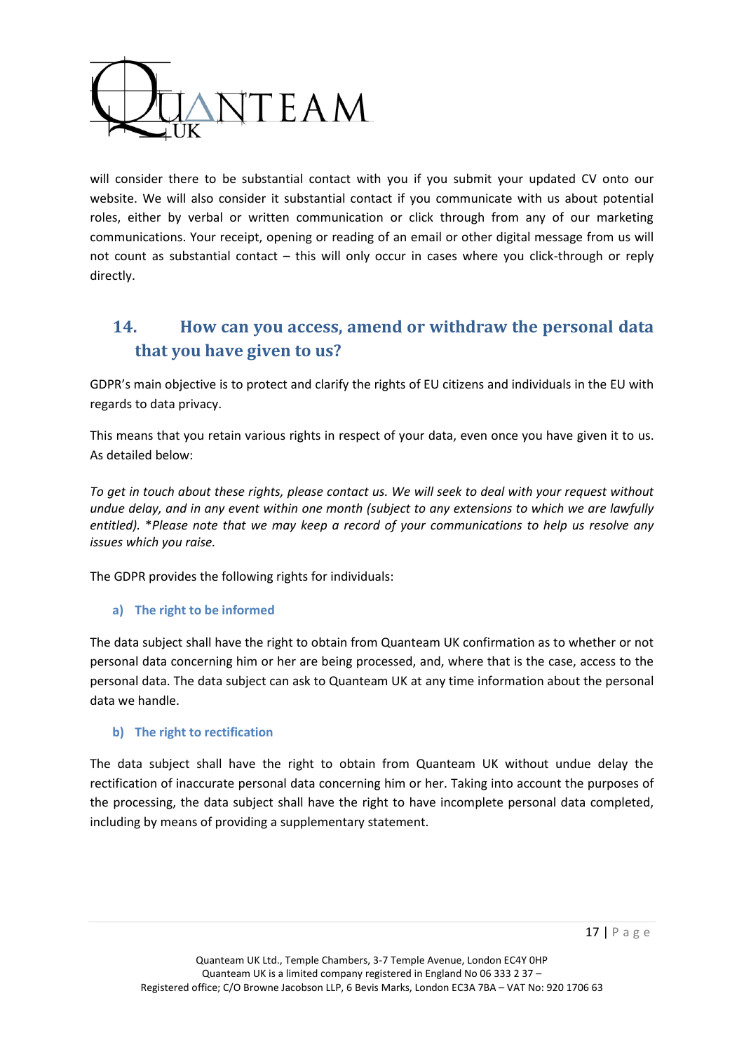will consider there to be substantial contact with you if you submit your updated CV onto our website. We will also consider it substantial contact if you communicate with us about potential roles, either by verbal or written communication or click through from any of our marketing communications. Your receipt, opening or reading of an email or other digital message from us will not count as substantial contact – this will only occur in cases where you click-through or reply directly.

## 14. How can you access, amend or withdraw the personal data that you have given to us?

GDPR's main objective is to protect and clarify the rights of EU citizens and individuals in the EU with regards to data privacy.

This means that you retain various rights in respect of your data, even once you have given it to us. As detailed below:

*To get in touch about these rights, please contact us. We will seek to deal with your request without undue delay, and in any event within one month (subject to any extensions to which we are lawfully entitled). *Please note that we may keep a record of your communications to help us resolve any issues which you raise.*

The GDPR provides the following rights for individuals:

### a) The right to be informed

The data subject shall have the right to obtain from Quanteam UK confirmation as to whether or not personal data concerning him or her are being processed, and, where that is the case, access to the personal data. The data subject can ask to Quanteam UK at any time information about the personal data we handle.

### b) The right to rectification

The data subject shall have the right to obtain from Quanteam UK without undue delay the rectification of inaccurate personal data concerning him or her. Taking into account the purposes of the processing, the data subject shall have the right to have incomplete personal data completed, including by means of providing a supplementary statement.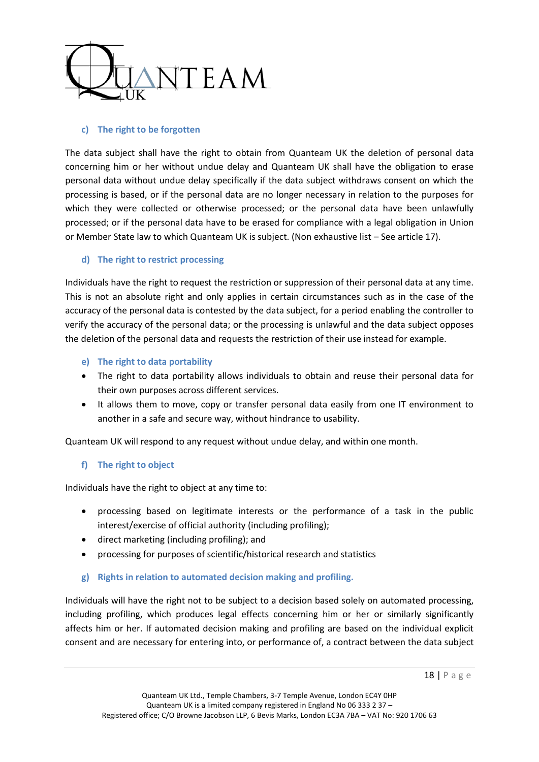#### c) The right to be forgotten

The data subject shall have the right to obtain from Quanteam UK the deletion of personal data concerning him or her without undue delay and Quanteam UK shall have the obligation to erase personal data without undue delay specifically if the data subject withdraws consent on which the processing is based, or if the personal data are no longer necessary in relation to the purposes for which they were collected or otherwise processed; or the personal data have been unlawfully processed; or if the personal data have to be erased for compliance with a legal obligation in Union or Member State law to which Quanteam UK is subject. (Non exhaustive list – See article 17).

#### d) The right to restrict processing

Individuals have the right to request the restriction or suppression of their personal data at any time. This is not an absolute right and only applies in certain circumstances such as in the case of the accuracy of the personal data is contested by the data subject, for a period enabling the controller to verify the accuracy of the personal data; or the processing is unlawful and the data subject opposes the deletion of the personal data and requests the restriction of their use instead for example.

#### e) The right to data portability

- The right to data portability allows individuals to obtain and reuse their personal data for their own purposes across different services.
- It allows them to move, copy or transfer personal data easily from one IT environment to another in a safe and secure way, without hindrance to usability.

Quanteam UK will respond to any request without undue delay, and within one month.

#### f) The right to object

Individuals have the right to object at any time to:

- processing based on legitimate interests or the performance of a task in the public interest/exercise of official authority (including profiling);
- direct marketing (including profiling); and
- processing for purposes of scientific/historical research and statistics

#### g) Rights in relation to automated decision making and profiling.

Individuals will have the right not to be subject to a decision based solely on automated processing, including profiling, which produces legal effects concerning him or her or similarly significantly affects him or her. If automated decision making and profiling are based on the individual explicit consent and are necessary for entering into, or performance of, a contract between the data subject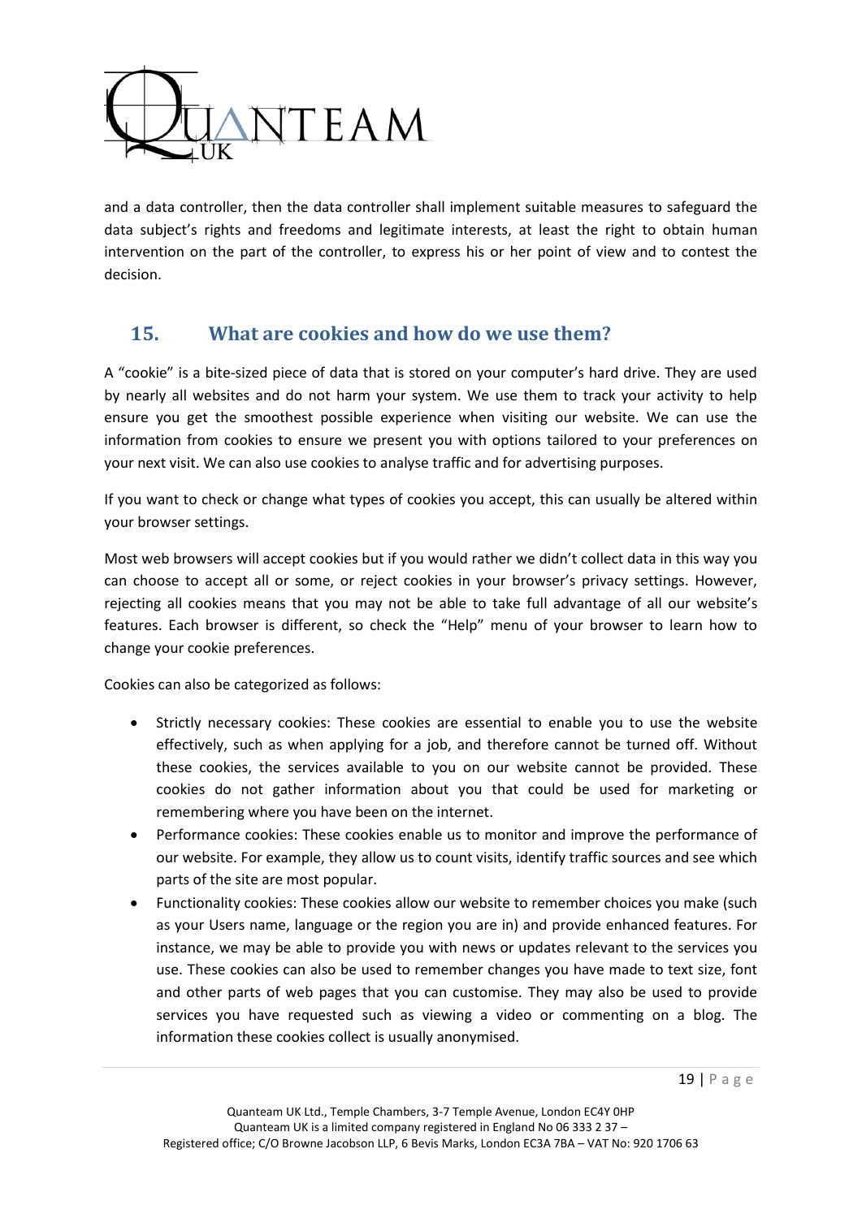and a data controller, then the data controller shall implement suitable measures to safeguard the data subject's rights and freedoms and legitimate interests, at least the right to obtain human intervention on the part of the controller, to express his or her point of view and to contest the decision.

## 15. What are cookies and how do we use them?

A "cookie" is a bite-sized piece of data that is stored on your computer's hard drive. They are used by nearly all websites and do not harm your system. We use them to track your activity to help ensure you get the smoothest possible experience when visiting our website. We can use the information from cookies to ensure we present you with options tailored to your preferences on your next visit. We can also use cookies to analyse traffic and for advertising purposes.

If you want to check or change what types of cookies you accept, this can usually be altered within your browser settings.

Most web browsers will accept cookies but if you would rather we didn't collect data in this way you can choose to accept all or some, or reject cookies in your browser's privacy settings. However, rejecting all cookies means that you may not be able to take full advantage of all our website's features. Each browser is different, so check the "Help" menu of your browser to learn how to change your cookie preferences.

Cookies can also be categorized as follows:

- Strictly necessary cookies: These cookies are essential to enable you to use the website effectively, such as when applying for a job, and therefore cannot be turned off. Without these cookies, the services available to you on our website cannot be provided. These cookies do not gather information about you that could be used for marketing or remembering where you have been on the internet.
- Performance cookies: These cookies enable us to monitor and improve the performance of our website. For example, they allow us to count visits, identify traffic sources and see which parts of the site are most popular.
- Functionality cookies: These cookies allow our website to remember choices you make (such as your Users name, language or the region you are in) and provide enhanced features. For instance, we may be able to provide you with news or updates relevant to the services you use. These cookies can also be used to remember changes you have made to text size, font and other parts of web pages that you can customise. They may also be used to provide services you have requested such as viewing a video or commenting on a blog. The information these cookies collect is usually anonymised.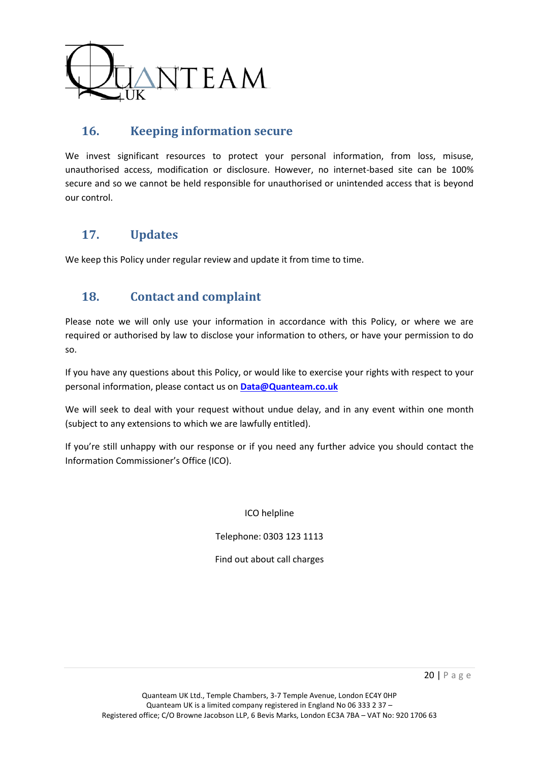## 16. Keeping information secure

We invest significant resources to protect your personal information, from loss, misuse, unauthorised access, modification or disclosure. However, no internet-based site can be 100% secure and so we cannot be held responsible for unauthorised or unintended access that is beyond our control.

## 17. Updates

We keep this Policy under regular review and update it from time to time.

## 18. Contact and complaint

Please note we will only use your information in accordance with this Policy, or where we are required or authorised by law to disclose your information to others, or have your permission to do so.

If you have any questions about this Policy, or would like to exercise your rights with respect to your personal information, please contact us on **Data@Quanteam.co.uk**

We will seek to deal with your request without undue delay, and in any event within one month (subject to any extensions to which we are lawfully entitled).

If you're still unhappy with our response or if you need any further advice you should contact the Information Commissioner's Office (ICO).

ICO helpline

Telephone: 0303 123 1113

Find out about call charges

Quanteam UK Ltd., Temple Chambers, 3-7 Temple Avenue, London EC4Y 0HP
Quanteam UK is a limited company registered in England No 06 333 2 37 –
Registered office; C/O Browne Jacobson LLP, 6 Bevis Marks, London EC3A 7BA – VAT No: 920 1706 63